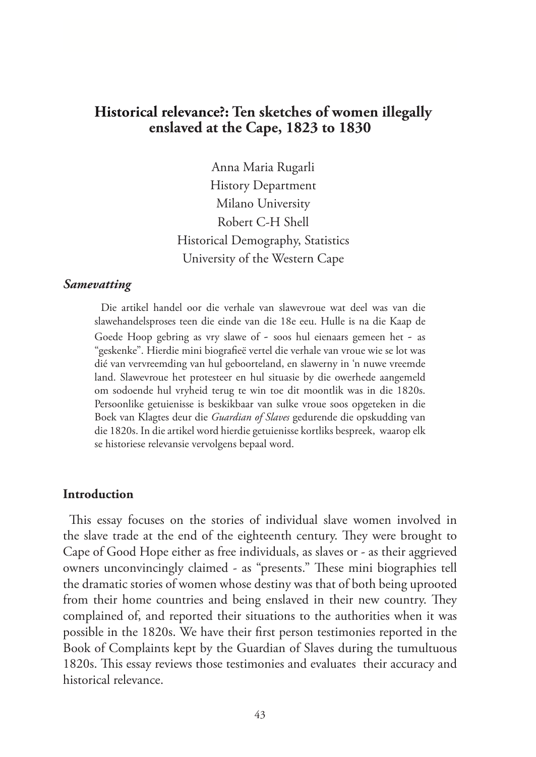# Historical relevance?: Ten sketches of women illegally enslaved at the Cape, 1823 to 1830

Anna Maria Rugarli
History Department
Milano University
Robert C-H Shell
Historical Demography, Statistics
University of the Western Cape

### *Samevatting*

Die artikel handel oor die verhale van slawevroue wat deel was van die slawehandelsproses teen die einde van die 18e eeu. Hulle is na die Kaap de Goede Hoop gebring as vry slawe of - soos hul eienaars gemeen het - as "geskenke". Hierdie mini biografieë vertel die verhale van vroue wie se lot was dié van vervreemding van hul geboorteland, en slawerny in 'n nuwe vreemde land. Slawevroue het protesteer en hul situasie by die owerhede aangemeld om sodoende hul vryheid terug te win toe dit moontlik was in die 1820s. Persoonlike getuienisse is beskikbaar van sulke vroue soos opgeteken in die Boek van Klagtes deur die *Guardian of Slaves* gedurende die opskudding van die 1820s. In die artikel word hierdie getuienisse kortliks bespreek, waarop elk se historiese relevansie vervolgens bepaal word.

## Introduction

This essay focuses on the stories of individual slave women involved in the slave trade at the end of the eighteenth century. They were brought to Cape of Good Hope either as free individuals, as slaves or - as their aggrieved owners unconvincingly claimed - as "presents." These mini biographies tell the dramatic stories of women whose destiny was that of both being uprooted from their home countries and being enslaved in their new country. They complained of, and reported their situations to the authorities when it was possible in the 1820s. We have their first person testimonies reported in the Book of Complaints kept by the Guardian of Slaves during the tumultuous 1820s. This essay reviews those testimonies and evaluates their accuracy and historical relevance.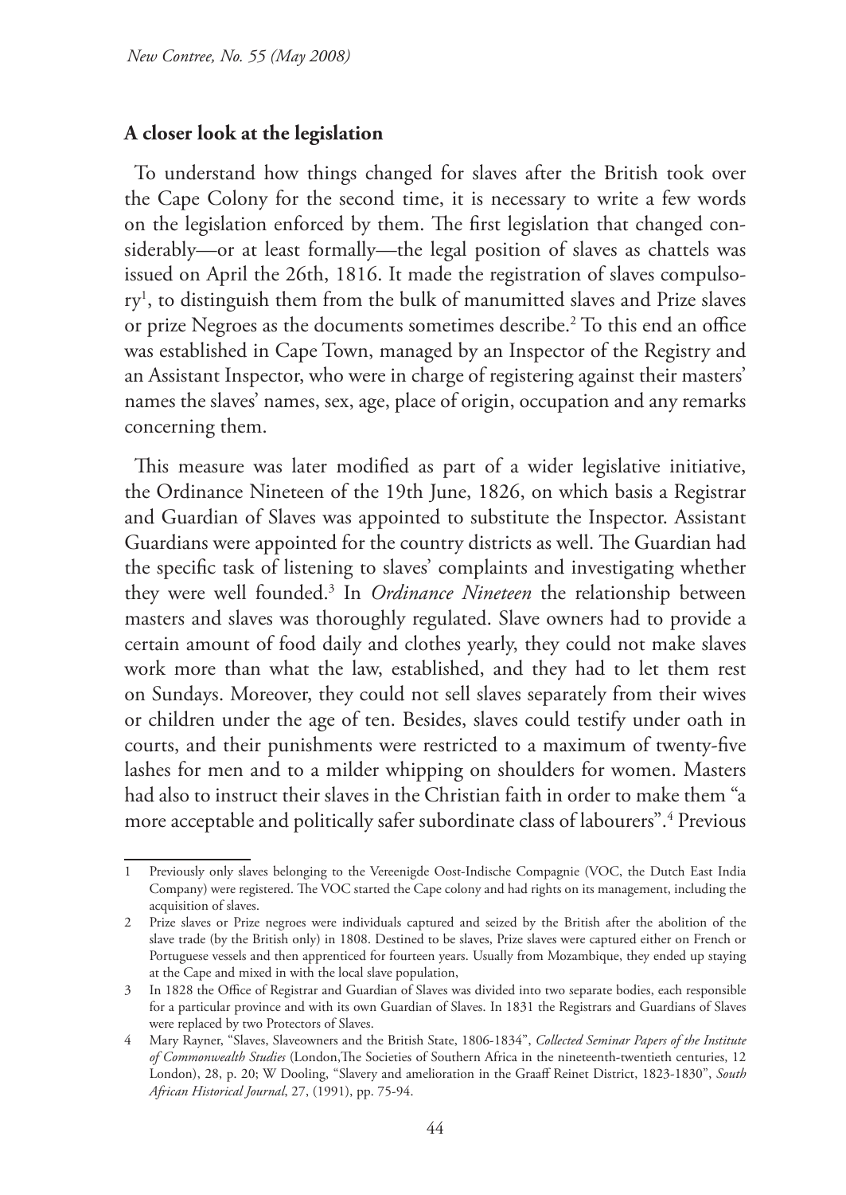## A closer look at the legislation

To understand how things changed for slaves after the British took over the Cape Colony for the second time, it is necessary to write a few words on the legislation enforced by them. The first legislation that changed considerably—or at least formally—the legal position of slaves as chattels was issued on April the 26th, 1816. It made the registration of slaves compulsory[1], to distinguish them from the bulk of manumitted slaves and Prize slaves or prize Negroes as the documents sometimes describe.[2] To this end an office was established in Cape Town, managed by an Inspector of the Registry and an Assistant Inspector, who were in charge of registering against their masters' names the slaves' names, sex, age, place of origin, occupation and any remarks concerning them.

This measure was later modified as part of a wider legislative initiative, the Ordinance Nineteen of the 19th June, 1826, on which basis a Registrar and Guardian of Slaves was appointed to substitute the Inspector. Assistant Guardians were appointed for the country districts as well. The Guardian had the specific task of listening to slaves' complaints and investigating whether they were well founded.[3] In *Ordinance Nineteen* the relationship between masters and slaves was thoroughly regulated. Slave owners had to provide a certain amount of food daily and clothes yearly, they could not make slaves work more than what the law, established, and they had to let them rest on Sundays. Moreover, they could not sell slaves separately from their wives or children under the age of ten. Besides, slaves could testify under oath in courts, and their punishments were restricted to a maximum of twenty-five lashes for men and to a milder whipping on shoulders for women. Masters had also to instruct their slaves in the Christian faith in order to make them "a more acceptable and politically safer subordinate class of labourers".[4] Previous

---

1 Previously only slaves belonging to the Vereenigde Oost-Indische Compagnie (VOC, the Dutch East India Company) were registered. The VOC started the Cape colony and had rights on its management, including the acquisition of slaves.

2 Prize slaves or Prize negroes were individuals captured and seized by the British after the abolition of the slave trade (by the British only) in 1808. Destined to be slaves, Prize slaves were captured either on French or Portuguese vessels and then apprenticed for fourteen years. Usually from Mozambique, they ended up staying at the Cape and mixed in with the local slave population,

3 In 1828 the Office of Registrar and Guardian of Slaves was divided into two separate bodies, each responsible for a particular province and with its own Guardian of Slaves. In 1831 the Registrars and Guardians of Slaves were replaced by two Protectors of Slaves.

4 Mary Rayner, "Slaves, Slaveowners and the British State, 1806-1834", *Collected Seminar Papers of the Institute of Commonwealth Studies* (London,The Societies of Southern Africa in the nineteenth-twentieth centuries, 12 London), 28, p. 20; W Dooling, "Slavery and amelioration in the Graaff Reinet District, 1823-1830", *South African Historical Journal*, 27, (1991), pp. 75-94.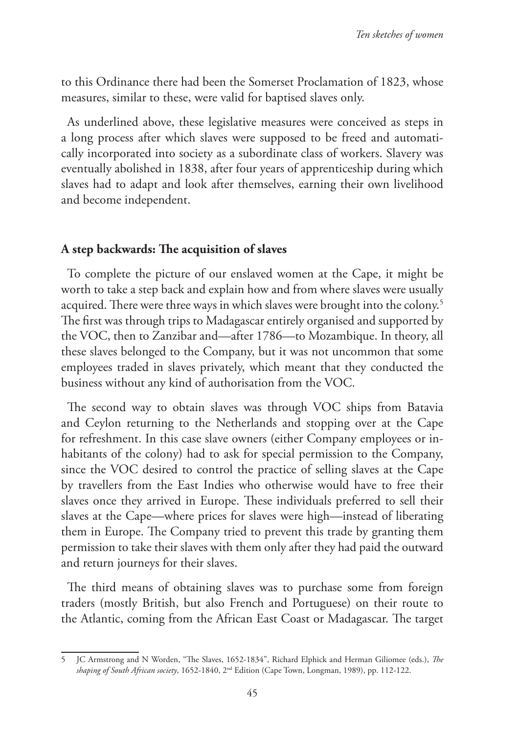to this Ordinance there had been the Somerset Proclamation of 1823, whose measures, similar to these, were valid for baptised slaves only.

As underlined above, these legislative measures were conceived as steps in a long process after which slaves were supposed to be freed and automatically incorporated into society as a subordinate class of workers. Slavery was eventually abolished in 1838, after four years of apprenticeship during which slaves had to adapt and look after themselves, earning their own livelihood and become independent.

## A step backwards: The acquisition of slaves

To complete the picture of our enslaved women at the Cape, it might be worth to take a step back and explain how and from where slaves were usually acquired. There were three ways in which slaves were brought into the colony.[5] The first was through trips to Madagascar entirely organised and supported by the VOC, then to Zanzibar and—after 1786—to Mozambique. In theory, all these slaves belonged to the Company, but it was not uncommon that some employees traded in slaves privately, which meant that they conducted the business without any kind of authorisation from the VOC.

The second way to obtain slaves was through VOC ships from Batavia and Ceylon returning to the Netherlands and stopping over at the Cape for refreshment. In this case slave owners (either Company employees or inhabitants of the colony) had to ask for special permission to the Company, since the VOC desired to control the practice of selling slaves at the Cape by travellers from the East Indies who otherwise would have to free their slaves once they arrived in Europe. These individuals preferred to sell their slaves at the Cape—where prices for slaves were high—instead of liberating them in Europe. The Company tried to prevent this trade by granting them permission to take their slaves with them only after they had paid the outward and return journeys for their slaves.

The third means of obtaining slaves was to purchase some from foreign traders (mostly British, but also French and Portuguese) on their route to the Atlantic, coming from the African East Coast or Madagascar. The target

---

5 JC Armstrong and N Worden, "The Slaves, 1652-1834", Richard Elphick and Herman Giliomee (eds.), *The shaping of South African society*, 1652-1840, 2nd Edition (Cape Town, Longman, 1989), pp. 112-122.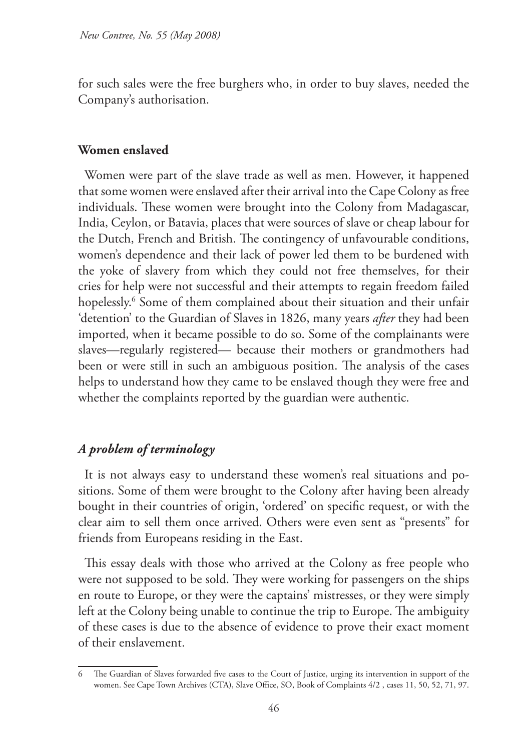for such sales were the free burghers who, in order to buy slaves, needed the Company's authorisation.

## Women enslaved

Women were part of the slave trade as well as men. However, it happened that some women were enslaved after their arrival into the Cape Colony as free individuals. These women were brought into the Colony from Madagascar, India, Ceylon, or Batavia, places that were sources of slave or cheap labour for the Dutch, French and British. The contingency of unfavourable conditions, women's dependence and their lack of power led them to be burdened with the yoke of slavery from which they could not free themselves, for their cries for help were not successful and their attempts to regain freedom failed hopelessly.[6] Some of them complained about their situation and their unfair 'detention' to the Guardian of Slaves in 1826, many years *after* they had been imported, when it became possible to do so. Some of the complainants were slaves—regularly registered— because their mothers or grandmothers had been or were still in such an ambiguous position. The analysis of the cases helps to understand how they came to be enslaved though they were free and whether the complaints reported by the guardian were authentic.

### *A problem of terminology*

It is not always easy to understand these women's real situations and positions. Some of them were brought to the Colony after having been already bought in their countries of origin, 'ordered' on specific request, or with the clear aim to sell them once arrived. Others were even sent as "presents" for friends from Europeans residing in the East.

This essay deals with those who arrived at the Colony as free people who were not supposed to be sold. They were working for passengers on the ships en route to Europe, or they were the captains' mistresses, or they were simply left at the Colony being unable to continue the trip to Europe. The ambiguity of these cases is due to the absence of evidence to prove their exact moment of their enslavement.

---

6 The Guardian of Slaves forwarded five cases to the Court of Justice, urging its intervention in support of the women. See Cape Town Archives (CTA), Slave Office, SO, Book of Complaints 4/2 , cases 11, 50, 52, 71, 97.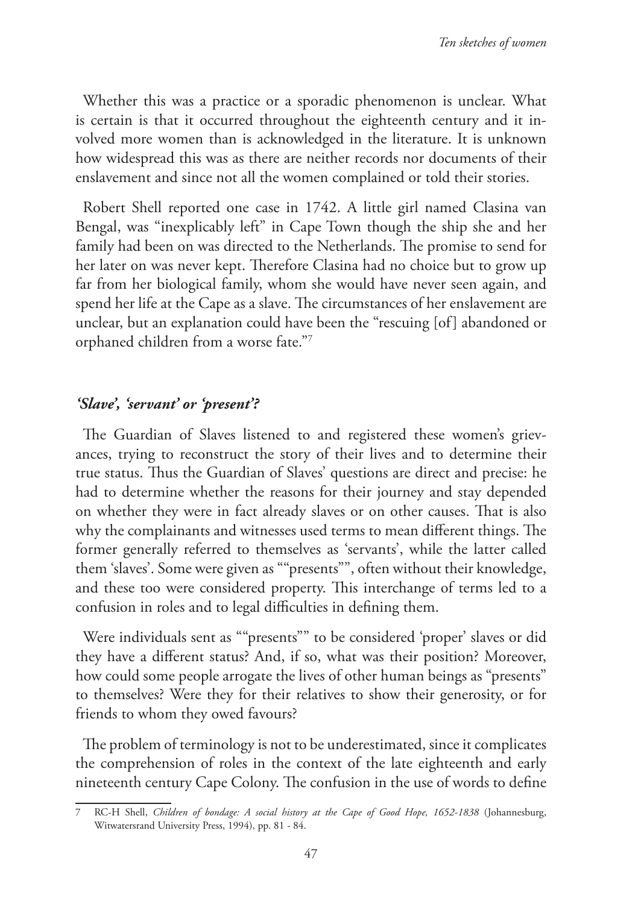Whether this was a practice or a sporadic phenomenon is unclear. What is certain is that it occurred throughout the eighteenth century and it involved more women than is acknowledged in the literature. It is unknown how widespread this was as there are neither records nor documents of their enslavement and since not all the women complained or told their stories.

Robert Shell reported one case in 1742. A little girl named Clasina van Bengal, was "inexplicably left" in Cape Town though the ship she and her family had been on was directed to the Netherlands. The promise to send for her later on was never kept. Therefore Clasina had no choice but to grow up far from her biological family, whom she would have never seen again, and spend her life at the Cape as a slave. The circumstances of her enslavement are unclear, but an explanation could have been the "rescuing [of] abandoned or orphaned children from a worse fate."[7]

### *'Slave', 'servant' or 'present'?*

The Guardian of Slaves listened to and registered these women's grievances, trying to reconstruct the story of their lives and to determine their true status. Thus the Guardian of Slaves' questions are direct and precise: he had to determine whether the reasons for their journey and stay depended on whether they were in fact already slaves or on other causes. That is also why the complainants and witnesses used terms to mean different things. The former generally referred to themselves as 'servants', while the latter called them 'slaves'. Some were given as ""presents"", often without their knowledge, and these too were considered property. This interchange of terms led to a confusion in roles and to legal difficulties in defining them.

Were individuals sent as ""presents"" to be considered 'proper' slaves or did they have a different status? And, if so, what was their position? Moreover, how could some people arrogate the lives of other human beings as "presents" to themselves? Were they for their relatives to show their generosity, or for friends to whom they owed favours?

The problem of terminology is not to be underestimated, since it complicates the comprehension of roles in the context of the late eighteenth and early nineteenth century Cape Colony. The confusion in the use of words to define

---

7 RC-H Shell, *Children of bondage: A social history at the Cape of Good Hope, 1652-1838* (Johannesburg, Witwatersrand University Press, 1994), pp. 81 - 84.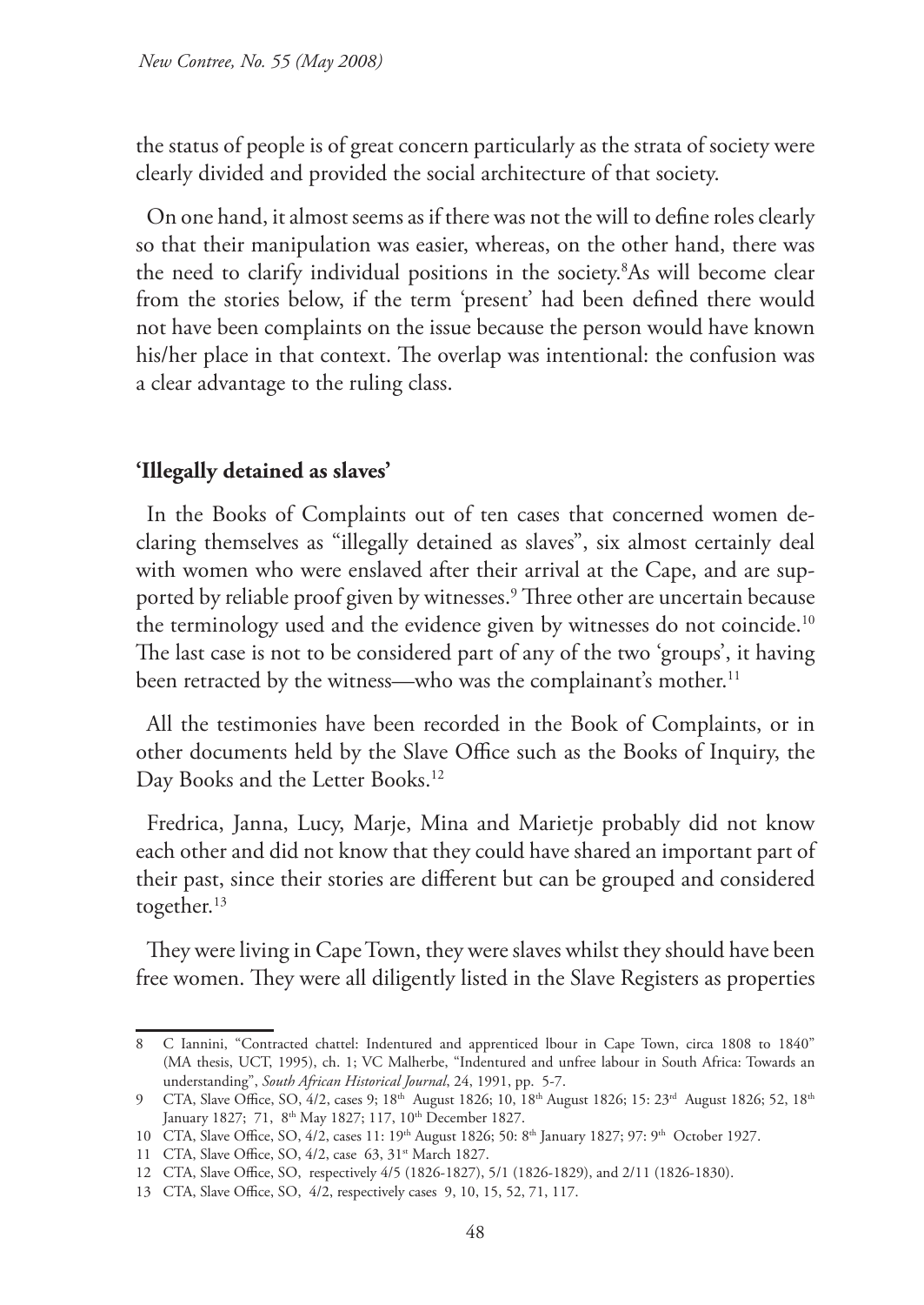the status of people is of great concern particularly as the strata of society were clearly divided and provided the social architecture of that society.

On one hand, it almost seems as if there was not the will to define roles clearly so that their manipulation was easier, whereas, on the other hand, there was the need to clarify individual positions in the society.[8]As will become clear from the stories below, if the term 'present' had been defined there would not have been complaints on the issue because the person would have known his/her place in that context. The overlap was intentional: the confusion was a clear advantage to the ruling class.

## 'Illegally detained as slaves'

In the Books of Complaints out of ten cases that concerned women declaring themselves as "illegally detained as slaves", six almost certainly deal with women who were enslaved after their arrival at the Cape, and are supported by reliable proof given by witnesses.[9] Three other are uncertain because the terminology used and the evidence given by witnesses do not coincide.[10] The last case is not to be considered part of any of the two 'groups', it having been retracted by the witness—who was the complainant's mother.[11]

All the testimonies have been recorded in the Book of Complaints, or in other documents held by the Slave Office such as the Books of Inquiry, the Day Books and the Letter Books.[12]

Fredrica, Janna, Lucy, Marje, Mina and Marietje probably did not know each other and did not know that they could have shared an important part of their past, since their stories are different but can be grouped and considered together.[13]

They were living in Cape Town, they were slaves whilst they should have been free women. They were all diligently listed in the Slave Registers as properties

---

8 C Iannini, "Contracted chattel: Indentured and apprenticed lbour in Cape Town, circa 1808 to 1840" (MA thesis, UCT, 1995), ch. 1; VC Malherbe, "Indentured and unfree labour in South Africa: Towards an understanding", *South African Historical Journal*, 24, 1991, pp. 5-7.

9 CTA, Slave Office, SO, 4/2, cases 9; 18th August 1826; 10, 18th August 1826; 15: 23rd August 1826; 52, 18th January 1827; 71, 8th May 1827; 117, 10th December 1827.

10 CTA, Slave Office, SO, 4/2, cases 11: 19th August 1826; 50: 8th January 1827; 97: 9th October 1927.

11 CTA, Slave Office, SO, 4/2, case 63, 31st March 1827.

12 CTA, Slave Office, SO, respectively 4/5 (1826-1827), 5/1 (1826-1829), and 2/11 (1826-1830).

13 CTA, Slave Office, SO, 4/2, respectively cases 9, 10, 15, 52, 71, 117.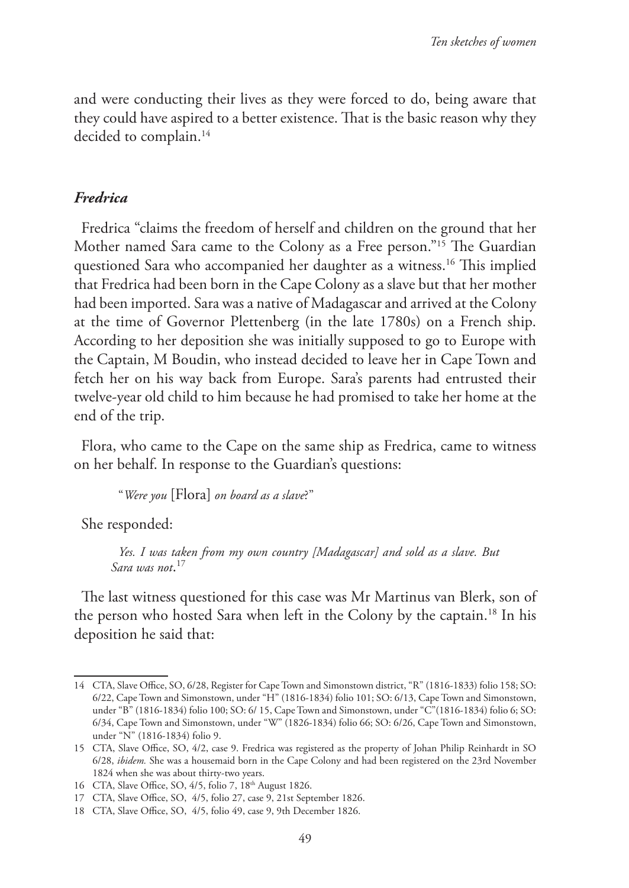and were conducting their lives as they were forced to do, being aware that they could have aspired to a better existence. That is the basic reason why they decided to complain.[14]

### *Fredrica*

Fredrica "claims the freedom of herself and children on the ground that her Mother named Sara came to the Colony as a Free person."[15] The Guardian questioned Sara who accompanied her daughter as a witness.[16] This implied that Fredrica had been born in the Cape Colony as a slave but that her mother had been imported. Sara was a native of Madagascar and arrived at the Colony at the time of Governor Plettenberg (in the late 1780s) on a French ship. According to her deposition she was initially supposed to go to Europe with the Captain, M Boudin, who instead decided to leave her in Cape Town and fetch her on his way back from Europe. Sara's parents had entrusted their twelve-year old child to him because he had promised to take her home at the end of the trip.

Flora, who came to the Cape on the same ship as Fredrica, came to witness on her behalf. In response to the Guardian's questions:

> "*Were you* [Flora] *on board as a slave*?"

She responded:

> *Yes. I was taken from my own country [Madagascar] and sold as a slave. But Sara was not*.[17]

The last witness questioned for this case was Mr Martinus van Blerk, son of the person who hosted Sara when left in the Colony by the captain.[18] In his deposition he said that:

---

14 CTA, Slave Office, SO, 6/28, Register for Cape Town and Simonstown district, "R" (1816-1833) folio 158; SO: 6/22, Cape Town and Simonstown, under "H" (1816-1834) folio 101; SO: 6/13, Cape Town and Simonstown, under "B" (1816-1834) folio 100; SO: 6/ 15, Cape Town and Simonstown, under "C"(1816-1834) folio 6; SO: 6/34, Cape Town and Simonstown, under "W" (1826-1834) folio 66; SO: 6/26, Cape Town and Simonstown, under "N" (1816-1834) folio 9.

15 CTA, Slave Office, SO, 4/2, case 9. Fredrica was registered as the property of Johan Philip Reinhardt in SO 6/28, *ibidem.* She was a housemaid born in the Cape Colony and had been registered on the 23rd November 1824 when she was about thirty-two years.

16 CTA, Slave Office, SO, 4/5, folio 7, 18th August 1826.

17 CTA, Slave Office, SO, 4/5, folio 27, case 9, 21st September 1826.

18 CTA, Slave Office, SO, 4/5, folio 49, case 9, 9th December 1826.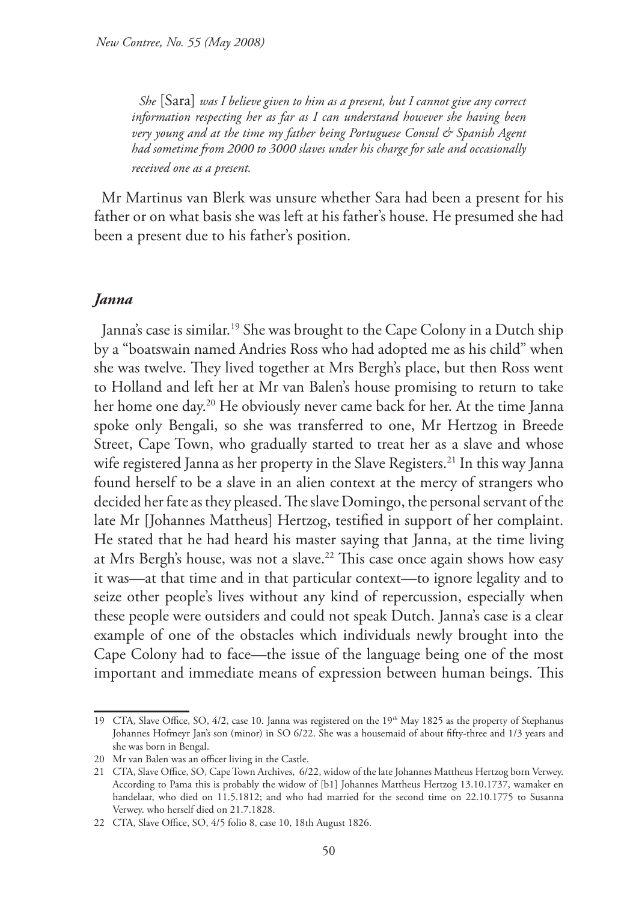*She* [Sara] *was I believe given to him as a present, but I cannot give any correct information respecting her as far as I can understand however she having been very young and at the time my father being Portuguese Consul & Spanish Agent had sometime from 2000 to 3000 slaves under his charge for sale and occasionally received one as a present.*

Mr Martinus van Blerk was unsure whether Sara had been a present for his father or on what basis she was left at his father's house. He presumed she had been a present due to his father's position.

### *Janna*

Janna's case is similar.[19] She was brought to the Cape Colony in a Dutch ship by a "boatswain named Andries Ross who had adopted me as his child" when she was twelve. They lived together at Mrs Bergh's place, but then Ross went to Holland and left her at Mr van Balen's house promising to return to take her home one day.[20] He obviously never came back for her. At the time Janna spoke only Bengali, so she was transferred to one, Mr Hertzog in Breede Street, Cape Town, who gradually started to treat her as a slave and whose wife registered Janna as her property in the Slave Registers.[21] In this way Janna found herself to be a slave in an alien context at the mercy of strangers who decided her fate as they pleased. The slave Domingo, the personal servant of the late Mr [Johannes Mattheus] Hertzog, testified in support of her complaint. He stated that he had heard his master saying that Janna, at the time living at Mrs Bergh's house, was not a slave.[22] This case once again shows how easy it was—at that time and in that particular context—to ignore legality and to seize other people's lives without any kind of repercussion, especially when these people were outsiders and could not speak Dutch. Janna's case is a clear example of one of the obstacles which individuals newly brought into the Cape Colony had to face—the issue of the language being one of the most important and immediate means of expression between human beings. This

---

19 CTA, Slave Office, SO, 4/2, case 10. Janna was registered on the 19th May 1825 as the property of Stephanus Johannes Hofmeyr Jan's son (minor) in SO 6/22. She was a housemaid of about fifty-three and 1/3 years and she was born in Bengal.

20 Mr van Balen was an officer living in the Castle.

21 CTA, Slave Office, SO, Cape Town Archives, 6/22, widow of the late Johannes Mattheus Hertzog born Verwey. According to Pama this is probably the widow of [b1] Johannes Mattheus Hertzog 13.10.1737, wamaker en handelaar, who died on 11.5.1812; and who had married for the second time on 22.10.1775 to Susanna Verwey. who herself died on 21.7.1828.

22 CTA, Slave Office, SO, 4/5 folio 8, case 10, 18th August 1826.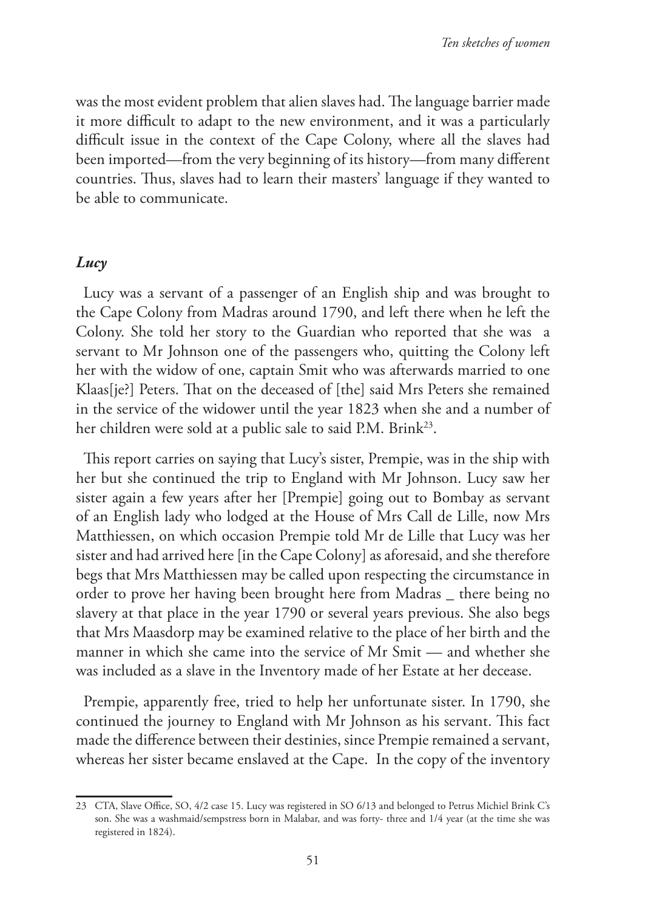was the most evident problem that alien slaves had. The language barrier made it more difficult to adapt to the new environment, and it was a particularly difficult issue in the context of the Cape Colony, where all the slaves had been imported—from the very beginning of its history—from many different countries. Thus, slaves had to learn their masters' language if they wanted to be able to communicate.

### *Lucy*

Lucy was a servant of a passenger of an English ship and was brought to the Cape Colony from Madras around 1790, and left there when he left the Colony. She told her story to the Guardian who reported that she was a servant to Mr Johnson one of the passengers who, quitting the Colony left her with the widow of one, captain Smit who was afterwards married to one Klaas[je?] Peters. That on the deceased of [the] said Mrs Peters she remained in the service of the widower until the year 1823 when she and a number of her children were sold at a public sale to said P.M. Brink[23].

This report carries on saying that Lucy's sister, Prempie, was in the ship with her but she continued the trip to England with Mr Johnson. Lucy saw her sister again a few years after her [Prempie] going out to Bombay as servant of an English lady who lodged at the House of Mrs Call de Lille, now Mrs Matthiessen, on which occasion Prempie told Mr de Lille that Lucy was her sister and had arrived here [in the Cape Colony] as aforesaid, and she therefore begs that Mrs Matthiessen may be called upon respecting the circumstance in order to prove her having been brought here from Madras _ there being no slavery at that place in the year 1790 or several years previous. She also begs that Mrs Maasdorp may be examined relative to the place of her birth and the manner in which she came into the service of Mr Smit — and whether she was included as a slave in the Inventory made of her Estate at her decease.

Prempie, apparently free, tried to help her unfortunate sister. In 1790, she continued the journey to England with Mr Johnson as his servant. This fact made the difference between their destinies, since Prempie remained a servant, whereas her sister became enslaved at the Cape. In the copy of the inventory

---

23 CTA, Slave Office, SO, 4/2 case 15. Lucy was registered in SO 6/13 and belonged to Petrus Michiel Brink C's son. She was a washmaid/sempstress born in Malabar, and was forty- three and 1/4 year (at the time she was registered in 1824).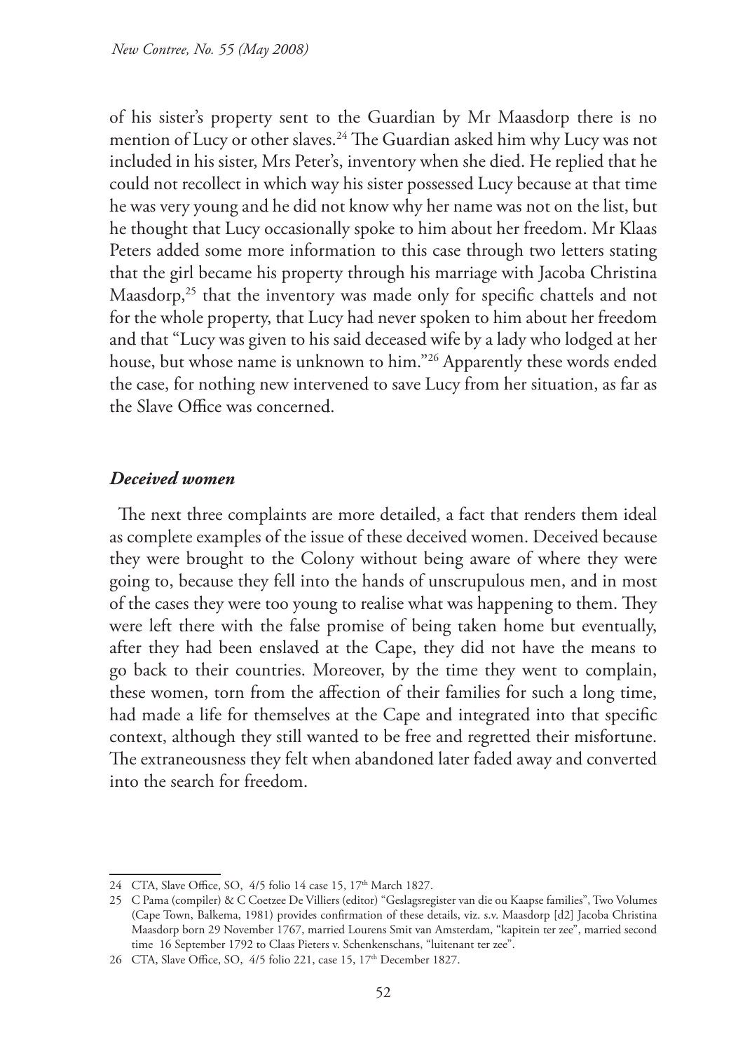of his sister's property sent to the Guardian by Mr Maasdorp there is no mention of Lucy or other slaves.[24] The Guardian asked him why Lucy was not included in his sister, Mrs Peter's, inventory when she died. He replied that he could not recollect in which way his sister possessed Lucy because at that time he was very young and he did not know why her name was not on the list, but he thought that Lucy occasionally spoke to him about her freedom. Mr Klaas Peters added some more information to this case through two letters stating that the girl became his property through his marriage with Jacoba Christina Maasdorp,[25] that the inventory was made only for specific chattels and not for the whole property, that Lucy had never spoken to him about her freedom and that "Lucy was given to his said deceased wife by a lady who lodged at her house, but whose name is unknown to him."[26] Apparently these words ended the case, for nothing new intervened to save Lucy from her situation, as far as the Slave Office was concerned.

### *Deceived women*

The next three complaints are more detailed, a fact that renders them ideal as complete examples of the issue of these deceived women. Deceived because they were brought to the Colony without being aware of where they were going to, because they fell into the hands of unscrupulous men, and in most of the cases they were too young to realise what was happening to them. They were left there with the false promise of being taken home but eventually, after they had been enslaved at the Cape, they did not have the means to go back to their countries. Moreover, by the time they went to complain, these women, torn from the affection of their families for such a long time, had made a life for themselves at the Cape and integrated into that specific context, although they still wanted to be free and regretted their misfortune. The extraneousness they felt when abandoned later faded away and converted into the search for freedom.

---

24 CTA, Slave Office, SO, 4/5 folio 14 case 15, 17th March 1827.

25 C Pama (compiler) & C Coetzee De Villiers (editor) "Geslagsregister van die ou Kaapse families", Two Volumes (Cape Town, Balkema, 1981) provides confirmation of these details, viz. s.v. Maasdorp [d2] Jacoba Christina Maasdorp born 29 November 1767, married Lourens Smit van Amsterdam, "kapitein ter zee", married second time 16 September 1792 to Claas Pieters v. Schenkenschans, "luitenant ter zee".

26 CTA, Slave Office, SO, 4/5 folio 221, case 15, 17th December 1827.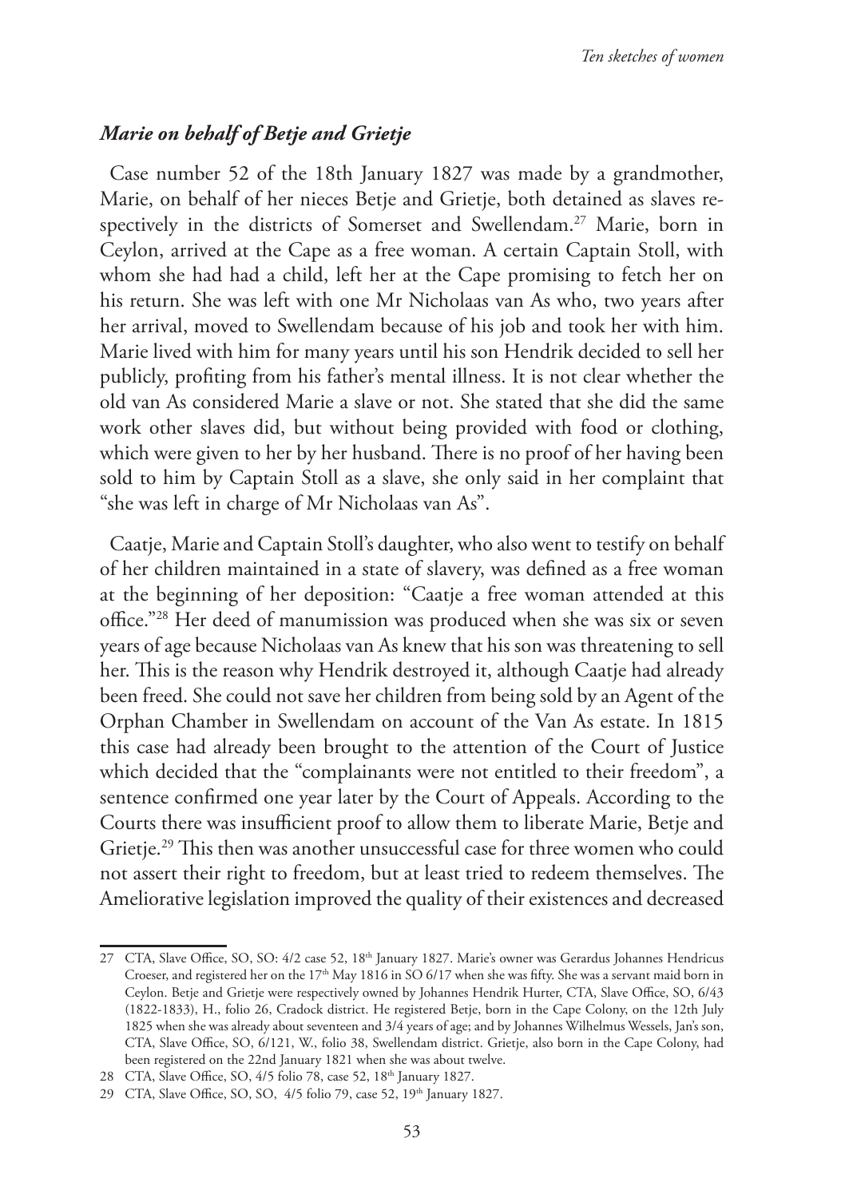### *Marie on behalf of Betje and Grietje*

Case number 52 of the 18th January 1827 was made by a grandmother, Marie, on behalf of her nieces Betje and Grietje, both detained as slaves respectively in the districts of Somerset and Swellendam.[27] Marie, born in Ceylon, arrived at the Cape as a free woman. A certain Captain Stoll, with whom she had had a child, left her at the Cape promising to fetch her on his return. She was left with one Mr Nicholaas van As who, two years after her arrival, moved to Swellendam because of his job and took her with him. Marie lived with him for many years until his son Hendrik decided to sell her publicly, profiting from his father's mental illness. It is not clear whether the old van As considered Marie a slave or not. She stated that she did the same work other slaves did, but without being provided with food or clothing, which were given to her by her husband. There is no proof of her having been sold to him by Captain Stoll as a slave, she only said in her complaint that "she was left in charge of Mr Nicholaas van As".

Caatje, Marie and Captain Stoll's daughter, who also went to testify on behalf of her children maintained in a state of slavery, was defined as a free woman at the beginning of her deposition: "Caatje a free woman attended at this office."[28] Her deed of manumission was produced when she was six or seven years of age because Nicholaas van As knew that his son was threatening to sell her. This is the reason why Hendrik destroyed it, although Caatje had already been freed. She could not save her children from being sold by an Agent of the Orphan Chamber in Swellendam on account of the Van As estate. In 1815 this case had already been brought to the attention of the Court of Justice which decided that the "complainants were not entitled to their freedom", a sentence confirmed one year later by the Court of Appeals. According to the Courts there was insufficient proof to allow them to liberate Marie, Betje and Grietje.[29] This then was another unsuccessful case for three women who could not assert their right to freedom, but at least tried to redeem themselves. The Ameliorative legislation improved the quality of their existences and decreased

---

27 CTA, Slave Office, SO, SO: 4/2 case 52, 18th January 1827. Marie's owner was Gerardus Johannes Hendricus Croeser, and registered her on the 17th May 1816 in SO 6/17 when she was fifty. She was a servant maid born in Ceylon. Betje and Grietje were respectively owned by Johannes Hendrik Hurter, CTA, Slave Office, SO, 6/43 (1822-1833), H., folio 26, Cradock district. He registered Betje, born in the Cape Colony, on the 12th July 1825 when she was already about seventeen and 3/4 years of age; and by Johannes Wilhelmus Wessels, Jan's son, CTA, Slave Office, SO, 6/121, W., folio 38, Swellendam district. Grietje, also born in the Cape Colony, had been registered on the 22nd January 1821 when she was about twelve.

28 CTA, Slave Office, SO, 4/5 folio 78, case 52, 18th January 1827.

29 CTA, Slave Office, SO, SO, 4/5 folio 79, case 52, 19th January 1827.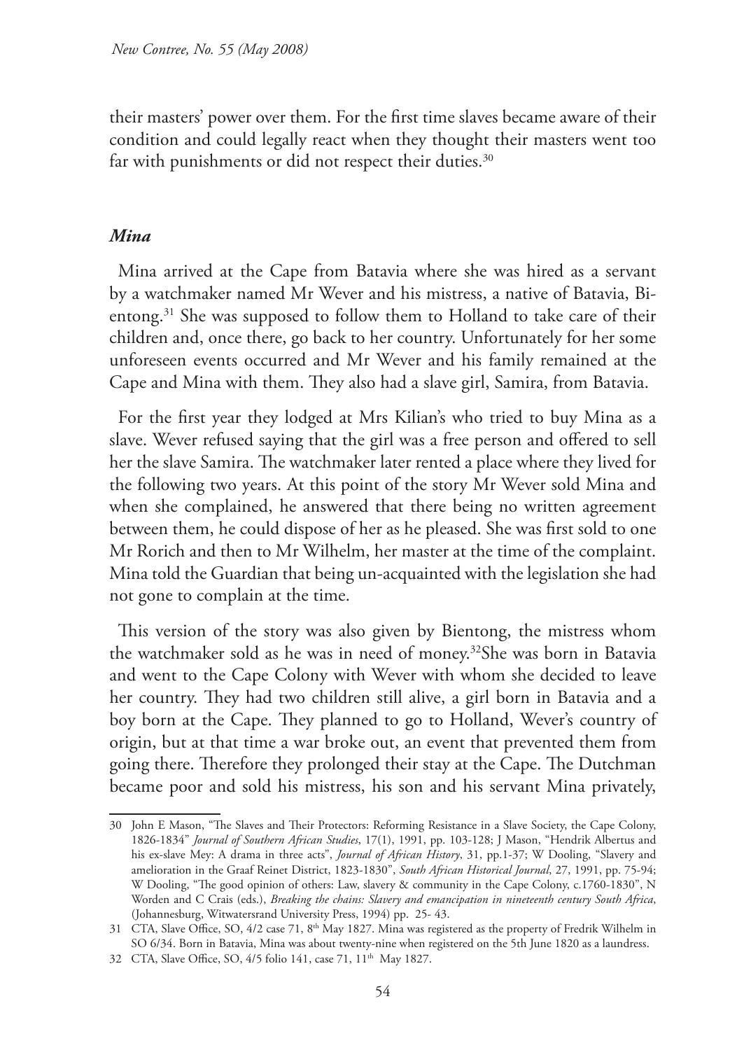their masters' power over them. For the first time slaves became aware of their condition and could legally react when they thought their masters went too far with punishments or did not respect their duties.[30]

### *Mina*

Mina arrived at the Cape from Batavia where she was hired as a servant by a watchmaker named Mr Wever and his mistress, a native of Batavia, Bientong.[31] She was supposed to follow them to Holland to take care of their children and, once there, go back to her country. Unfortunately for her some unforeseen events occurred and Mr Wever and his family remained at the Cape and Mina with them. They also had a slave girl, Samira, from Batavia.

For the first year they lodged at Mrs Kilian's who tried to buy Mina as a slave. Wever refused saying that the girl was a free person and offered to sell her the slave Samira. The watchmaker later rented a place where they lived for the following two years. At this point of the story Mr Wever sold Mina and when she complained, he answered that there being no written agreement between them, he could dispose of her as he pleased. She was first sold to one Mr Rorich and then to Mr Wilhelm, her master at the time of the complaint. Mina told the Guardian that being un-acquainted with the legislation she had not gone to complain at the time.

This version of the story was also given by Bientong, the mistress whom the watchmaker sold as he was in need of money.[32] She was born in Batavia and went to the Cape Colony with Wever with whom she decided to leave her country. They had two children still alive, a girl born in Batavia and a boy born at the Cape. They planned to go to Holland, Wever's country of origin, but at that time a war broke out, an event that prevented them from going there. Therefore they prolonged their stay at the Cape. The Dutchman became poor and sold his mistress, his son and his servant Mina privately,

---

30 John E Mason, "The Slaves and Their Protectors: Reforming Resistance in a Slave Society, the Cape Colony, 1826-1834" *Journal of Southern African Studies*, 17(1), 1991, pp. 103-128; J Mason, "Hendrik Albertus and his ex-slave Mey: A drama in three acts", *Journal of African History*, 31, pp.1-37; W Dooling, "Slavery and amelioration in the Graaf Reinet District, 1823-1830", *South African Historical Journal*, 27, 1991, pp. 75-94; W Dooling, "The good opinion of others: Law, slavery & community in the Cape Colony, c.1760-1830", N Worden and C Crais (eds.), *Breaking the chains: Slavery and emancipation in nineteenth century South Africa*, (Johannesburg, Witwatersrand University Press, 1994) pp. 25- 43.

31 CTA, Slave Office, SO, 4/2 case 71, 8th May 1827. Mina was registered as the property of Fredrik Wilhelm in SO 6/34. Born in Batavia, Mina was about twenty-nine when registered on the 5th June 1820 as a laundress.

32 CTA, Slave Office, SO, 4/5 folio 141, case 71, 11th May 1827.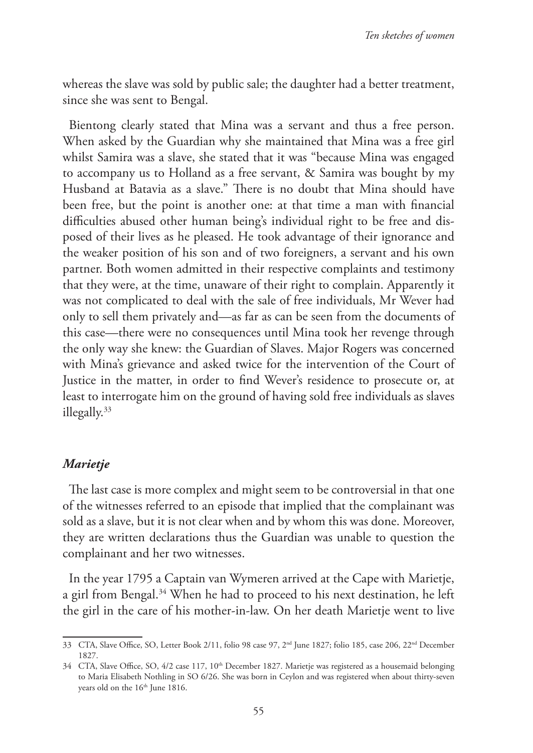whereas the slave was sold by public sale; the daughter had a better treatment, since she was sent to Bengal.

Bientong clearly stated that Mina was a servant and thus a free person. When asked by the Guardian why she maintained that Mina was a free girl whilst Samira was a slave, she stated that it was "because Mina was engaged to accompany us to Holland as a free servant, & Samira was bought by my Husband at Batavia as a slave." There is no doubt that Mina should have been free, but the point is another one: at that time a man with financial difficulties abused other human being's individual right to be free and disposed of their lives as he pleased. He took advantage of their ignorance and the weaker position of his son and of two foreigners, a servant and his own partner. Both women admitted in their respective complaints and testimony that they were, at the time, unaware of their right to complain. Apparently it was not complicated to deal with the sale of free individuals, Mr Wever had only to sell them privately and—as far as can be seen from the documents of this case—there were no consequences until Mina took her revenge through the only way she knew: the Guardian of Slaves. Major Rogers was concerned with Mina's grievance and asked twice for the intervention of the Court of Justice in the matter, in order to find Wever's residence to prosecute or, at least to interrogate him on the ground of having sold free individuals as slaves illegally.[33]

### *Marietje*

The last case is more complex and might seem to be controversial in that one of the witnesses referred to an episode that implied that the complainant was sold as a slave, but it is not clear when and by whom this was done. Moreover, they are written declarations thus the Guardian was unable to question the complainant and her two witnesses.

In the year 1795 a Captain van Wymeren arrived at the Cape with Marietje, a girl from Bengal.[34] When he had to proceed to his next destination, he left the girl in the care of his mother-in-law. On her death Marietje went to live

---

33 CTA, Slave Office, SO, Letter Book 2/11, folio 98 case 97, 2nd June 1827; folio 185, case 206, 22nd December 1827.

34 CTA, Slave Office, SO, 4/2 case 117, 10th December 1827. Marietje was registered as a housemaid belonging to Maria Elisabeth Nothling in SO 6/26. She was born in Ceylon and was registered when about thirty-seven years old on the 16th June 1816.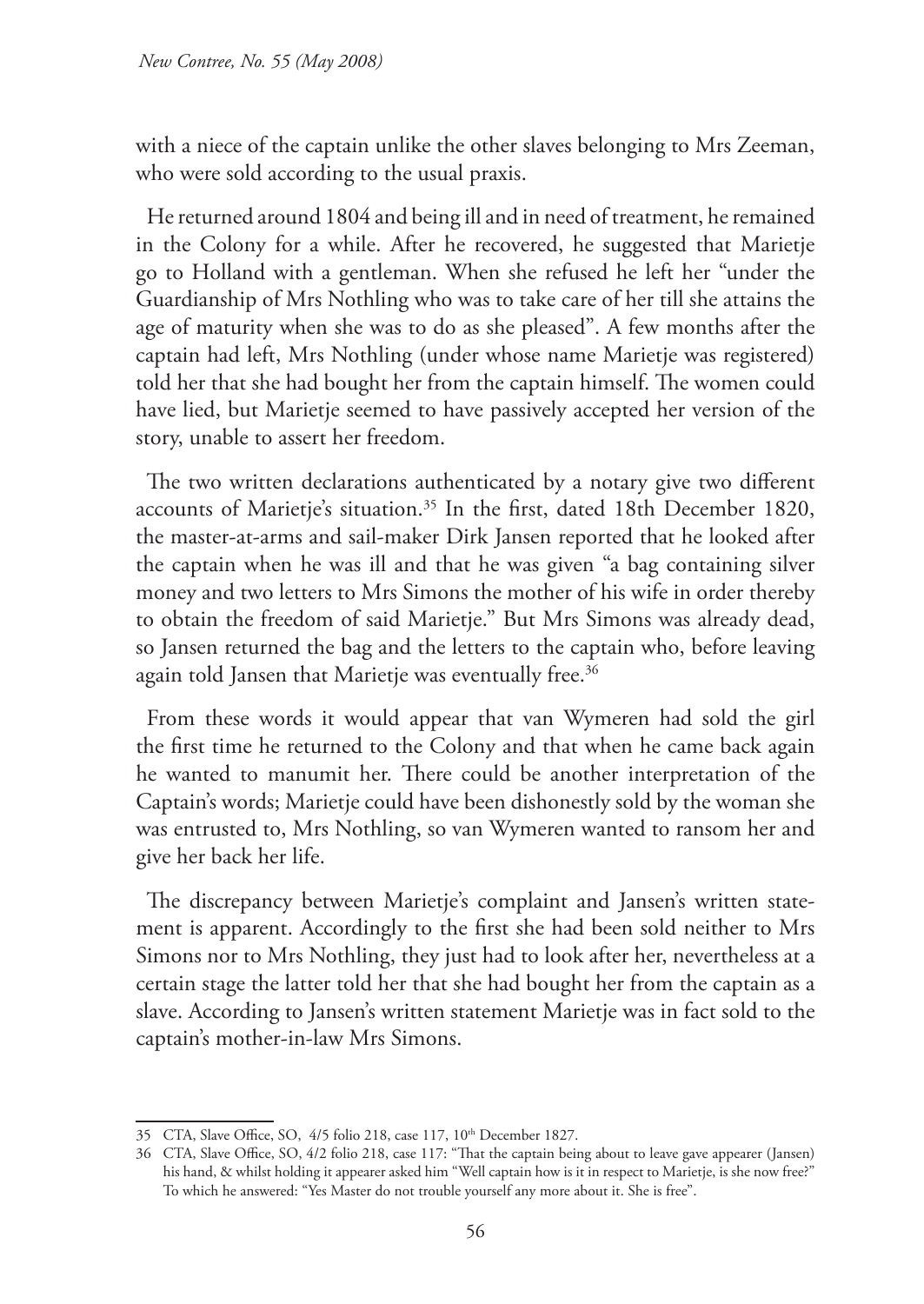with a niece of the captain unlike the other slaves belonging to Mrs Zeeman, who were sold according to the usual praxis.

He returned around 1804 and being ill and in need of treatment, he remained in the Colony for a while. After he recovered, he suggested that Marietje go to Holland with a gentleman. When she refused he left her "under the Guardianship of Mrs Nothling who was to take care of her till she attains the age of maturity when she was to do as she pleased". A few months after the captain had left, Mrs Nothling (under whose name Marietje was registered) told her that she had bought her from the captain himself. The women could have lied, but Marietje seemed to have passively accepted her version of the story, unable to assert her freedom.

The two written declarations authenticated by a notary give two different accounts of Marietje's situation.[35] In the first, dated 18th December 1820, the master-at-arms and sail-maker Dirk Jansen reported that he looked after the captain when he was ill and that he was given "a bag containing silver money and two letters to Mrs Simons the mother of his wife in order thereby to obtain the freedom of said Marietje." But Mrs Simons was already dead, so Jansen returned the bag and the letters to the captain who, before leaving again told Jansen that Marietje was eventually free.[36]

From these words it would appear that van Wymeren had sold the girl the first time he returned to the Colony and that when he came back again he wanted to manumit her. There could be another interpretation of the Captain's words; Marietje could have been dishonestly sold by the woman she was entrusted to, Mrs Nothling, so van Wymeren wanted to ransom her and give her back her life.

The discrepancy between Marietje's complaint and Jansen's written statement is apparent. Accordingly to the first she had been sold neither to Mrs Simons nor to Mrs Nothling, they just had to look after her, nevertheless at a certain stage the latter told her that she had bought her from the captain as a slave. According to Jansen's written statement Marietje was in fact sold to the captain's mother-in-law Mrs Simons.

---

35 CTA, Slave Office, SO, 4/5 folio 218, case 117, 10th December 1827.

36 CTA, Slave Office, SO, 4/2 folio 218, case 117: "That the captain being about to leave gave appearer (Jansen) his hand, & whilst holding it appearer asked him "Well captain how is it in respect to Marietje, is she now free?" To which he answered: "Yes Master do not trouble yourself any more about it. She is free".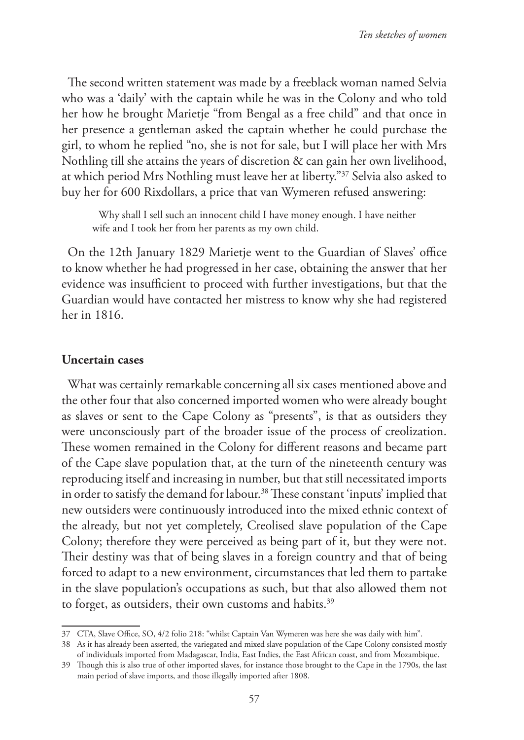The second written statement was made by a freeblack woman named Selvia who was a 'daily' with the captain while he was in the Colony and who told her how he brought Marietje "from Bengal as a free child" and that once in her presence a gentleman asked the captain whether he could purchase the girl, to whom he replied "no, she is not for sale, but I will place her with Mrs Nothling till she attains the years of discretion & can gain her own livelihood, at which period Mrs Nothling must leave her at liberty."[37] Selvia also asked to buy her for 600 Rixdollars, a price that van Wymeren refused answering:

> Why shall I sell such an innocent child I have money enough. I have neither wife and I took her from her parents as my own child.

On the 12th January 1829 Marietje went to the Guardian of Slaves' office to know whether he had progressed in her case, obtaining the answer that her evidence was insufficient to proceed with further investigations, but that the Guardian would have contacted her mistress to know why she had registered her in 1816.

## Uncertain cases

What was certainly remarkable concerning all six cases mentioned above and the other four that also concerned imported women who were already bought as slaves or sent to the Cape Colony as "presents", is that as outsiders they were unconsciously part of the broader issue of the process of creolization. These women remained in the Colony for different reasons and became part of the Cape slave population that, at the turn of the nineteenth century was reproducing itself and increasing in number, but that still necessitated imports in order to satisfy the demand for labour.[38] These constant 'inputs' implied that new outsiders were continuously introduced into the mixed ethnic context of the already, but not yet completely, Creolised slave population of the Cape Colony; therefore they were perceived as being part of it, but they were not. Their destiny was that of being slaves in a foreign country and that of being forced to adapt to a new environment, circumstances that led them to partake in the slave population's occupations as such, but that also allowed them not to forget, as outsiders, their own customs and habits.[39]

---

37 CTA, Slave Office, SO, 4/2 folio 218: "whilst Captain Van Wymeren was here she was daily with him".

38 As it has already been asserted, the variegated and mixed slave population of the Cape Colony consisted mostly of individuals imported from Madagascar, India, East Indies, the East African coast, and from Mozambique.

39 Though this is also true of other imported slaves, for instance those brought to the Cape in the 1790s, the last main period of slave imports, and those illegally imported after 1808.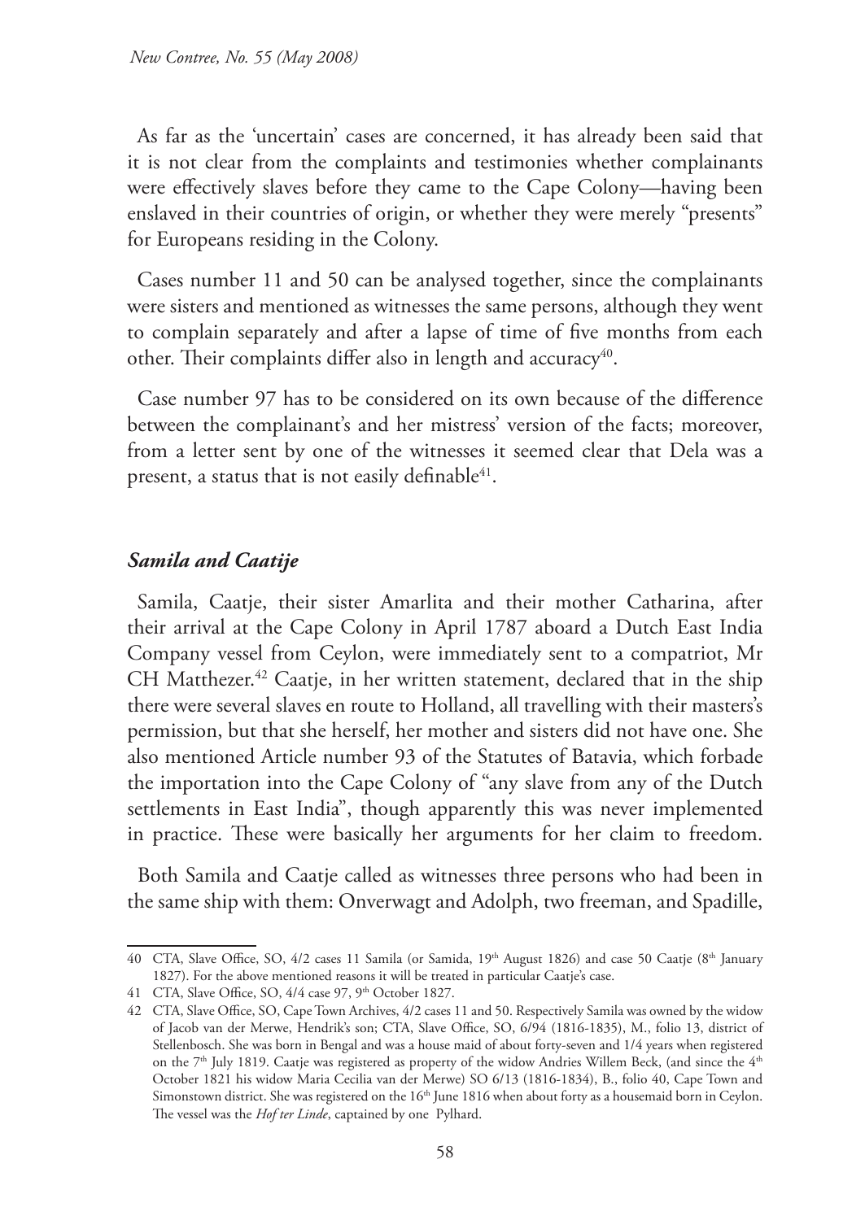As far as the 'uncertain' cases are concerned, it has already been said that it is not clear from the complaints and testimonies whether complainants were effectively slaves before they came to the Cape Colony—having been enslaved in their countries of origin, or whether they were merely "presents" for Europeans residing in the Colony.

Cases number 11 and 50 can be analysed together, since the complainants were sisters and mentioned as witnesses the same persons, although they went to complain separately and after a lapse of time of five months from each other. Their complaints differ also in length and accuracy[40].

Case number 97 has to be considered on its own because of the difference between the complainant's and her mistress' version of the facts; moreover, from a letter sent by one of the witnesses it seemed clear that Dela was a present, a status that is not easily definable[41].

### *Samila and Caatije*

Samila, Caatje, their sister Amarlita and their mother Catharina, after their arrival at the Cape Colony in April 1787 aboard a Dutch East India Company vessel from Ceylon, were immediately sent to a compatriot, Mr CH Matthezer.[42] Caatje, in her written statement, declared that in the ship there were several slaves en route to Holland, all travelling with their masters's permission, but that she herself, her mother and sisters did not have one. She also mentioned Article number 93 of the Statutes of Batavia, which forbade the importation into the Cape Colony of "any slave from any of the Dutch settlements in East India", though apparently this was never implemented in practice. These were basically her arguments for her claim to freedom.

Both Samila and Caatje called as witnesses three persons who had been in the same ship with them: Onverwagt and Adolph, two freeman, and Spadille,

---

40 CTA, Slave Office, SO, 4/2 cases 11 Samila (or Samida, 19th August 1826) and case 50 Caatje (8th January 1827). For the above mentioned reasons it will be treated in particular Caatje's case.

41 CTA, Slave Office, SO, 4/4 case 97, 9th October 1827.

42 CTA, Slave Office, SO, Cape Town Archives, 4/2 cases 11 and 50. Respectively Samila was owned by the widow of Jacob van der Merwe, Hendrik's son; CTA, Slave Office, SO, 6/94 (1816-1835), M., folio 13, district of Stellenbosch. She was born in Bengal and was a house maid of about forty-seven and 1/4 years when registered on the 7th July 1819. Caatje was registered as property of the widow Andries Willem Beck, (and since the 4th October 1821 his widow Maria Cecilia van der Merwe) SO 6/13 (1816-1834), B., folio 40, Cape Town and Simonstown district. She was registered on the 16th June 1816 when about forty as a housemaid born in Ceylon. The vessel was the *Hof ter Linde*, captained by one Pylhard.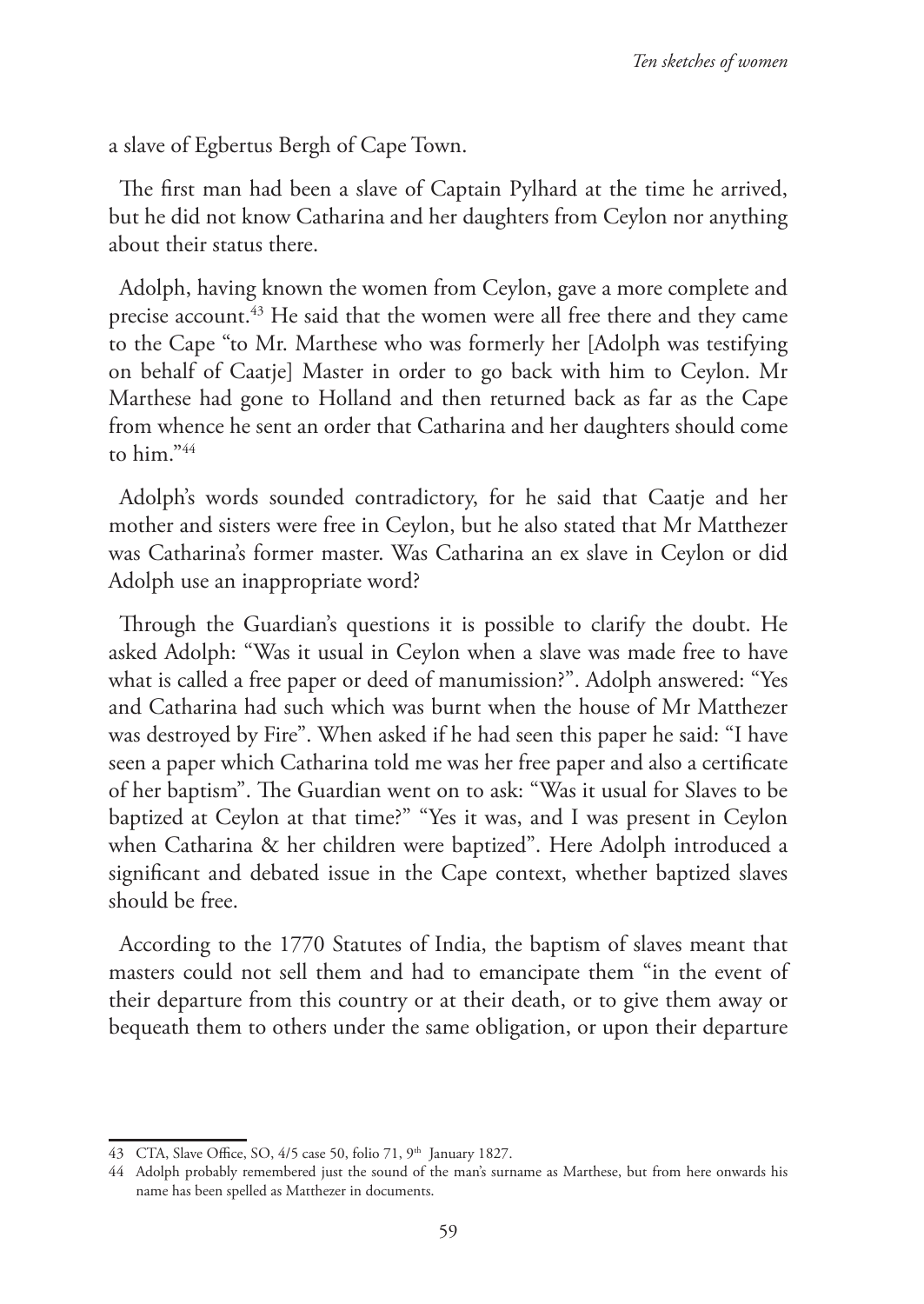a slave of Egbertus Bergh of Cape Town.

The first man had been a slave of Captain Pylhard at the time he arrived, but he did not know Catharina and her daughters from Ceylon nor anything about their status there.

Adolph, having known the women from Ceylon, gave a more complete and precise account.[43] He said that the women were all free there and they came to the Cape "to Mr. Marthese who was formerly her [Adolph was testifying on behalf of Caatje] Master in order to go back with him to Ceylon. Mr Marthese had gone to Holland and then returned back as far as the Cape from whence he sent an order that Catharina and her daughters should come to him."[44]

Adolph's words sounded contradictory, for he said that Caatje and her mother and sisters were free in Ceylon, but he also stated that Mr Matthezer was Catharina's former master. Was Catharina an ex slave in Ceylon or did Adolph use an inappropriate word?

Through the Guardian's questions it is possible to clarify the doubt. He asked Adolph: "Was it usual in Ceylon when a slave was made free to have what is called a free paper or deed of manumission?". Adolph answered: "Yes and Catharina had such which was burnt when the house of Mr Matthezer was destroyed by Fire". When asked if he had seen this paper he said: "I have seen a paper which Catharina told me was her free paper and also a certificate of her baptism". The Guardian went on to ask: "Was it usual for Slaves to be baptized at Ceylon at that time?" "Yes it was, and I was present in Ceylon when Catharina & her children were baptized". Here Adolph introduced a significant and debated issue in the Cape context, whether baptized slaves should be free.

According to the 1770 Statutes of India, the baptism of slaves meant that masters could not sell them and had to emancipate them "in the event of their departure from this country or at their death, or to give them away or bequeath them to others under the same obligation, or upon their departure

---

43 CTA, Slave Office, SO, 4/5 case 50, folio 71, 9th January 1827.

44 Adolph probably remembered just the sound of the man's surname as Marthese, but from here onwards his name has been spelled as Matthezer in documents.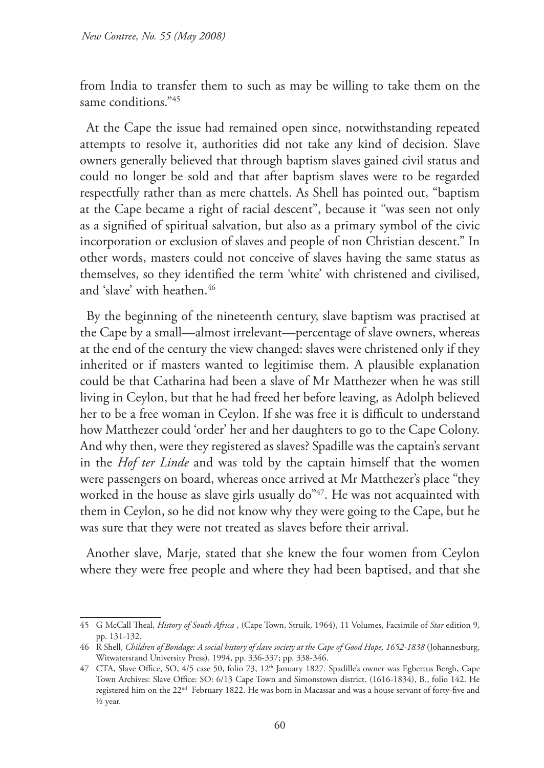from India to transfer them to such as may be willing to take them on the same conditions."[45]

At the Cape the issue had remained open since, notwithstanding repeated attempts to resolve it, authorities did not take any kind of decision. Slave owners generally believed that through baptism slaves gained civil status and could no longer be sold and that after baptism slaves were to be regarded respectfully rather than as mere chattels. As Shell has pointed out, "baptism at the Cape became a right of racial descent", because it "was seen not only as a signified of spiritual salvation, but also as a primary symbol of the civic incorporation or exclusion of slaves and people of non Christian descent." In other words, masters could not conceive of slaves having the same status as themselves, so they identified the term 'white' with christened and civilised, and 'slave' with heathen.[46]

By the beginning of the nineteenth century, slave baptism was practised at the Cape by a small—almost irrelevant—percentage of slave owners, whereas at the end of the century the view changed: slaves were christened only if they inherited or if masters wanted to legitimise them. A plausible explanation could be that Catharina had been a slave of Mr Matthezer when he was still living in Ceylon, but that he had freed her before leaving, as Adolph believed her to be a free woman in Ceylon. If she was free it is difficult to understand how Matthezer could 'order' her and her daughters to go to the Cape Colony. And why then, were they registered as slaves? Spadille was the captain's servant in the *Hof ter Linde* and was told by the captain himself that the women were passengers on board, whereas once arrived at Mr Matthezer's place "they worked in the house as slave girls usually do"[47]. He was not acquainted with them in Ceylon, so he did not know why they were going to the Cape, but he was sure that they were not treated as slaves before their arrival.

Another slave, Marje, stated that she knew the four women from Ceylon where they were free people and where they had been baptised, and that she

---

45 G McCall Theal, *History of South Africa* , (Cape Town, Struik, 1964), 11 Volumes, Facsimile of *Star* edition 9, pp. 131-132.

46 R Shell, *Children of Bondage: A social history of slave society at the Cape of Good Hope, 1652-1838* (Johannesburg, Witwatersrand University Press), 1994, pp. 336-337; pp. 338-346.

47 CTA, Slave Office, SO, 4/5 case 50, folio 73, 12th January 1827. Spadille's owner was Egbertus Bergh, Cape Town Archives: Slave Office: SO: 6/13 Cape Town and Simonstown district. (1616-1834), B., folio 142. He registered him on the 22nd February 1822. He was born in Macassar and was a house servant of forty-five and ½ year.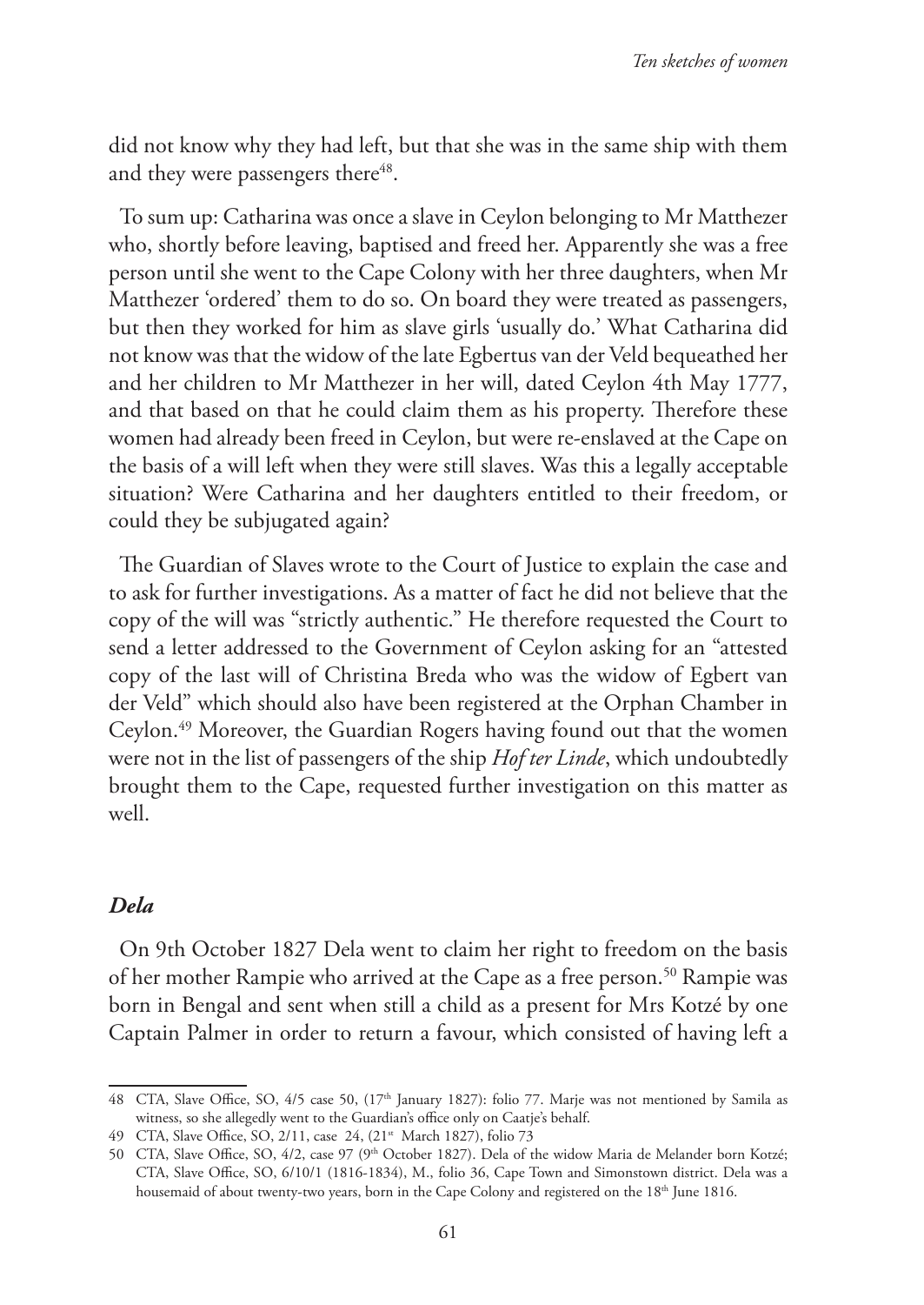did not know why they had left, but that she was in the same ship with them and they were passengers there[48].

To sum up: Catharina was once a slave in Ceylon belonging to Mr Matthezer who, shortly before leaving, baptised and freed her. Apparently she was a free person until she went to the Cape Colony with her three daughters, when Mr Matthezer 'ordered' them to do so. On board they were treated as passengers, but then they worked for him as slave girls 'usually do.' What Catharina did not know was that the widow of the late Egbertus van der Veld bequeathed her and her children to Mr Matthezer in her will, dated Ceylon 4th May 1777, and that based on that he could claim them as his property. Therefore these women had already been freed in Ceylon, but were re-enslaved at the Cape on the basis of a will left when they were still slaves. Was this a legally acceptable situation? Were Catharina and her daughters entitled to their freedom, or could they be subjugated again?

The Guardian of Slaves wrote to the Court of Justice to explain the case and to ask for further investigations. As a matter of fact he did not believe that the copy of the will was "strictly authentic." He therefore requested the Court to send a letter addressed to the Government of Ceylon asking for an "attested copy of the last will of Christina Breda who was the widow of Egbert van der Veld" which should also have been registered at the Orphan Chamber in Ceylon.[49] Moreover, the Guardian Rogers having found out that the women were not in the list of passengers of the ship *Hof ter Linde*, which undoubtedly brought them to the Cape, requested further investigation on this matter as well.

### *Dela*

On 9th October 1827 Dela went to claim her right to freedom on the basis of her mother Rampie who arrived at the Cape as a free person.[50] Rampie was born in Bengal and sent when still a child as a present for Mrs Kotzé by one Captain Palmer in order to return a favour, which consisted of having left a

---

48 CTA, Slave Office, SO, 4/5 case 50, (17th January 1827): folio 77. Marje was not mentioned by Samila as witness, so she allegedly went to the Guardian's office only on Caatje's behalf.

49 CTA, Slave Office, SO, 2/11, case 24, (21st March 1827), folio 73

50 CTA, Slave Office, SO, 4/2, case 97 (9th October 1827). Dela of the widow Maria de Melander born Kotzé; CTA, Slave Office, SO, 6/10/1 (1816-1834), M., folio 36, Cape Town and Simonstown district. Dela was a housemaid of about twenty-two years, born in the Cape Colony and registered on the 18th June 1816.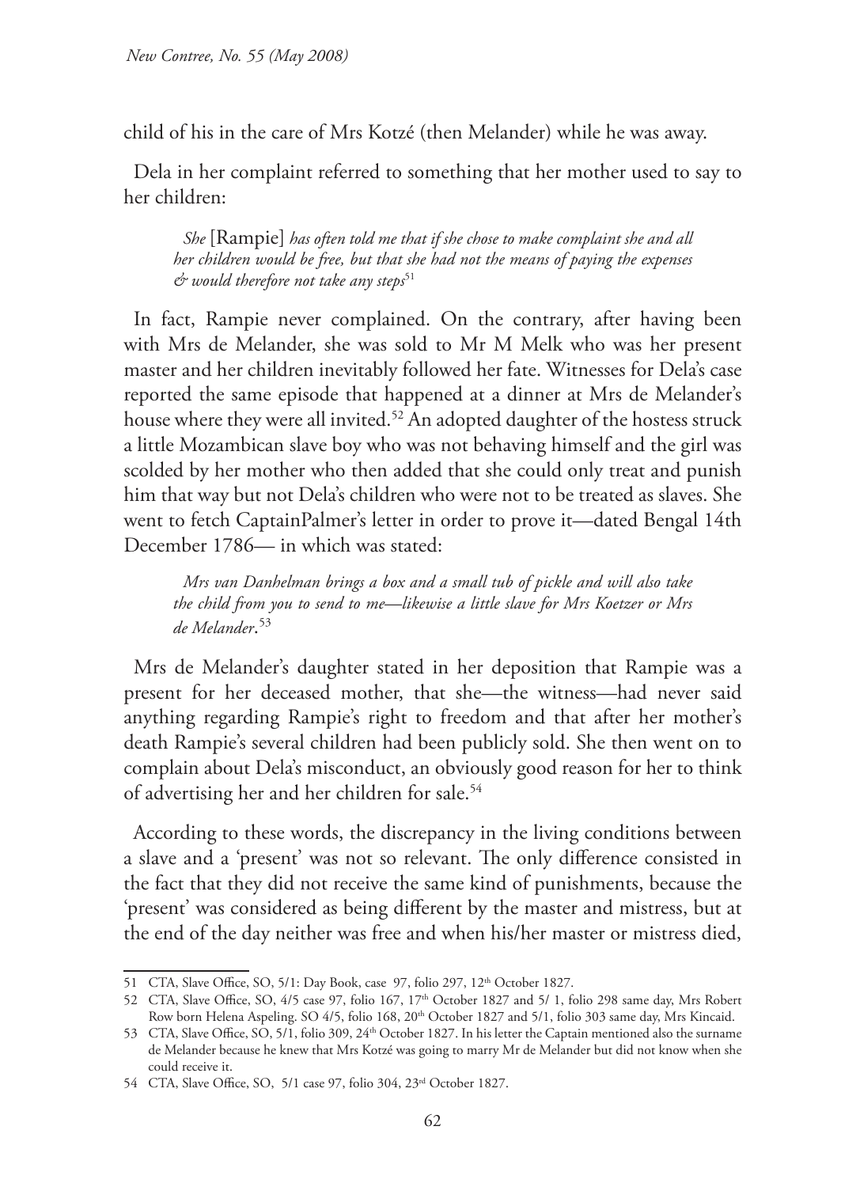child of his in the care of Mrs Kotzé (then Melander) while he was away.

Dela in her complaint referred to something that her mother used to say to her children:

> *She* [Rampie] *has often told me that if she chose to make complaint she and all her children would be free, but that she had not the means of paying the expenses & would therefore not take any steps*[51]

In fact, Rampie never complained. On the contrary, after having been with Mrs de Melander, she was sold to Mr M Melk who was her present master and her children inevitably followed her fate. Witnesses for Dela's case reported the same episode that happened at a dinner at Mrs de Melander's house where they were all invited.[52] An adopted daughter of the hostess struck a little Mozambican slave boy who was not behaving himself and the girl was scolded by her mother who then added that she could only treat and punish him that way but not Dela's children who were not to be treated as slaves. She went to fetch CaptainPalmer's letter in order to prove it—dated Bengal 14th December 1786— in which was stated:

> *Mrs van Danhelman brings a box and a small tub of pickle and will also take the child from you to send to me—likewise a little slave for Mrs Koetzer or Mrs de Melander*.[53]

Mrs de Melander's daughter stated in her deposition that Rampie was a present for her deceased mother, that she—the witness—had never said anything regarding Rampie's right to freedom and that after her mother's death Rampie's several children had been publicly sold. She then went on to complain about Dela's misconduct, an obviously good reason for her to think of advertising her and her children for sale.[54]

According to these words, the discrepancy in the living conditions between a slave and a 'present' was not so relevant. The only difference consisted in the fact that they did not receive the same kind of punishments, because the 'present' was considered as being different by the master and mistress, but at the end of the day neither was free and when his/her master or mistress died,

---

51 CTA, Slave Office, SO, 5/1: Day Book, case 97, folio 297, 12th October 1827.

52 CTA, Slave Office, SO, 4/5 case 97, folio 167, 17th October 1827 and 5/ 1, folio 298 same day, Mrs Robert Row born Helena Aspeling. SO 4/5, folio 168, 20th October 1827 and 5/1, folio 303 same day, Mrs Kincaid.

53 CTA, Slave Office, SO, 5/1, folio 309, 24th October 1827. In his letter the Captain mentioned also the surname de Melander because he knew that Mrs Kotzé was going to marry Mr de Melander but did not know when she could receive it.

54 CTA, Slave Office, SO, 5/1 case 97, folio 304, 23rd October 1827.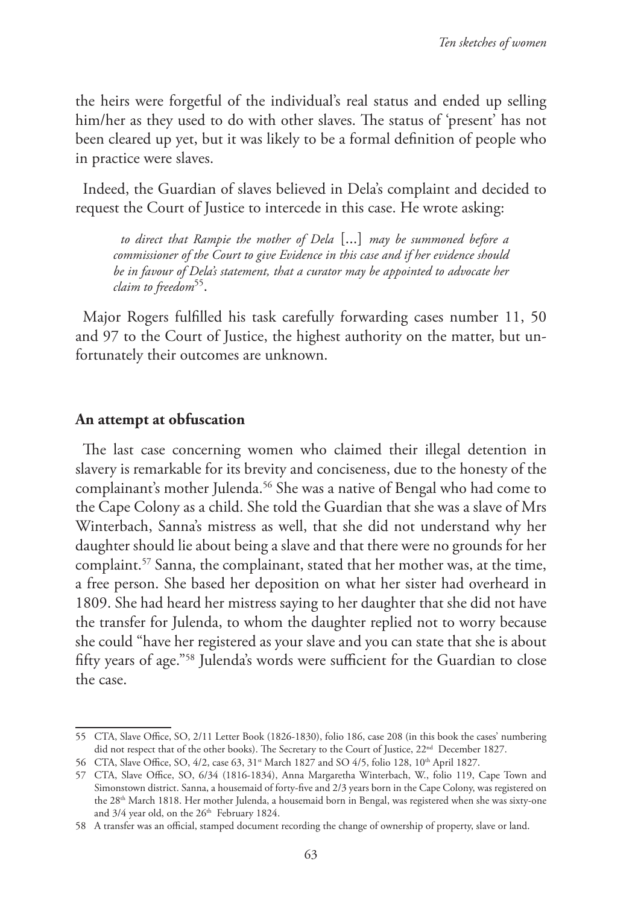the heirs were forgetful of the individual's real status and ended up selling him/her as they used to do with other slaves. The status of 'present' has not been cleared up yet, but it was likely to be a formal definition of people who in practice were slaves.

Indeed, the Guardian of slaves believed in Dela's complaint and decided to request the Court of Justice to intercede in this case. He wrote asking:

> *to direct that Rampie the mother of Dela* [...] *may be summoned before a commissioner of the Court to give Evidence in this case and if her evidence should be in favour of Dela's statement, that a curator may be appointed to advocate her claim to freedom*[55].

Major Rogers fulfilled his task carefully forwarding cases number 11, 50 and 97 to the Court of Justice, the highest authority on the matter, but unfortunately their outcomes are unknown.

## An attempt at obfuscation

The last case concerning women who claimed their illegal detention in slavery is remarkable for its brevity and conciseness, due to the honesty of the complainant's mother Julenda.[56] She was a native of Bengal who had come to the Cape Colony as a child. She told the Guardian that she was a slave of Mrs Winterbach, Sanna's mistress as well, that she did not understand why her daughter should lie about being a slave and that there were no grounds for her complaint.[57] Sanna, the complainant, stated that her mother was, at the time, a free person. She based her deposition on what her sister had overheard in 1809. She had heard her mistress saying to her daughter that she did not have the transfer for Julenda, to whom the daughter replied not to worry because she could "have her registered as your slave and you can state that she is about fifty years of age."[58] Julenda's words were sufficient for the Guardian to close the case.

---

55 CTA, Slave Office, SO, 2/11 Letter Book (1826-1830), folio 186, case 208 (in this book the cases' numbering did not respect that of the other books). The Secretary to the Court of Justice, 22nd December 1827.

56 CTA, Slave Office, SO, 4/2, case 63, 31st March 1827 and SO 4/5, folio 128, 10th April 1827.

57 CTA, Slave Office, SO, 6/34 (1816-1834), Anna Margaretha Winterbach, W., folio 119, Cape Town and Simonstown district. Sanna, a housemaid of forty-five and 2/3 years born in the Cape Colony, was registered on the 28th March 1818. Her mother Julenda, a housemaid born in Bengal, was registered when she was sixty-one and 3/4 year old, on the 26th February 1824.

58 A transfer was an official, stamped document recording the change of ownership of property, slave or land.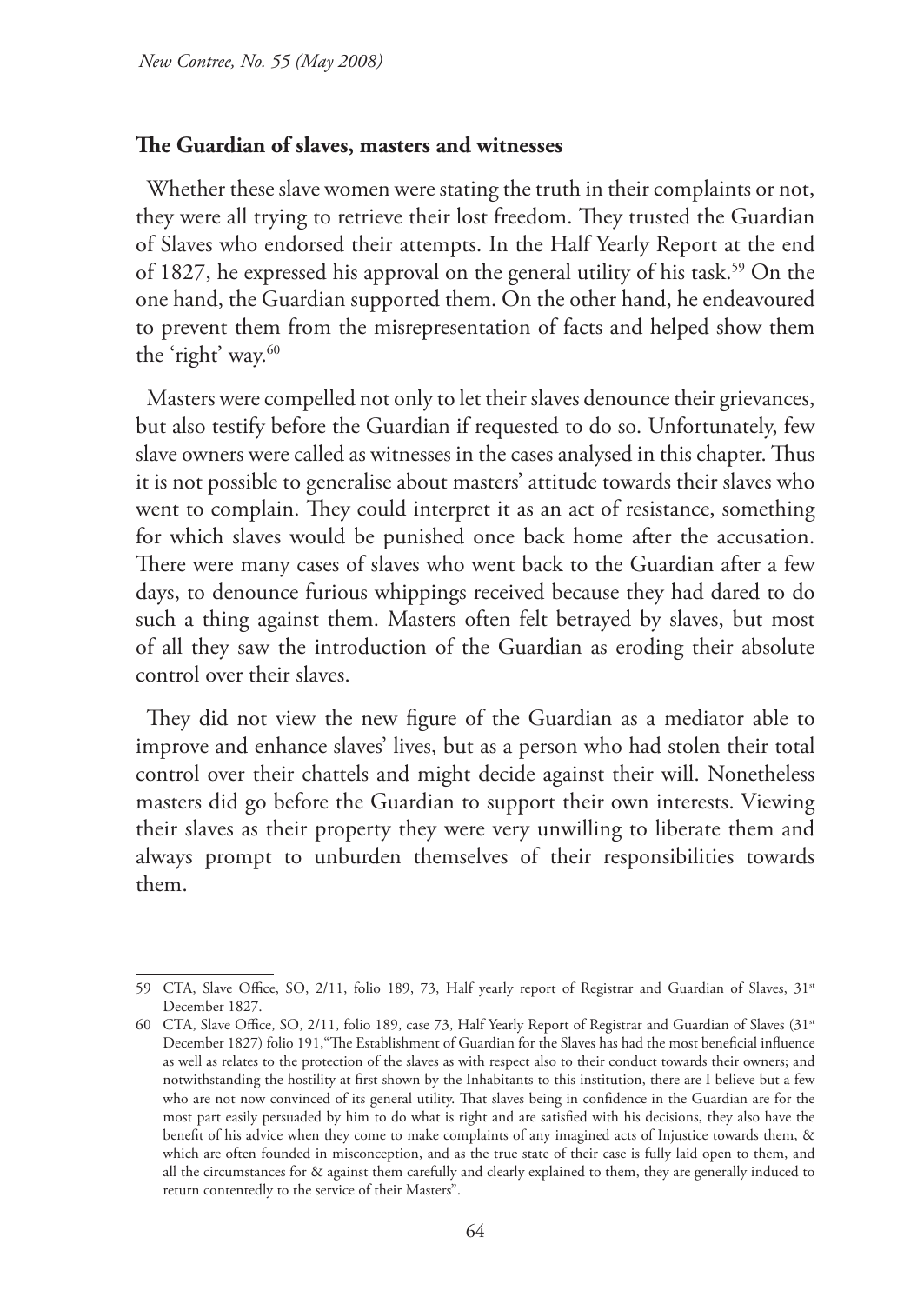## The Guardian of slaves, masters and witnesses

Whether these slave women were stating the truth in their complaints or not, they were all trying to retrieve their lost freedom. They trusted the Guardian of Slaves who endorsed their attempts. In the Half Yearly Report at the end of 1827, he expressed his approval on the general utility of his task.[59] On the one hand, the Guardian supported them. On the other hand, he endeavoured to prevent them from the misrepresentation of facts and helped show them the 'right' way.[60]

Masters were compelled not only to let their slaves denounce their grievances, but also testify before the Guardian if requested to do so. Unfortunately, few slave owners were called as witnesses in the cases analysed in this chapter. Thus it is not possible to generalise about masters' attitude towards their slaves who went to complain. They could interpret it as an act of resistance, something for which slaves would be punished once back home after the accusation. There were many cases of slaves who went back to the Guardian after a few days, to denounce furious whippings received because they had dared to do such a thing against them. Masters often felt betrayed by slaves, but most of all they saw the introduction of the Guardian as eroding their absolute control over their slaves.

They did not view the new figure of the Guardian as a mediator able to improve and enhance slaves' lives, but as a person who had stolen their total control over their chattels and might decide against their will. Nonetheless masters did go before the Guardian to support their own interests. Viewing their slaves as their property they were very unwilling to liberate them and always prompt to unburden themselves of their responsibilities towards them.

---

59 CTA, Slave Office, SO, 2/11, folio 189, 73, Half yearly report of Registrar and Guardian of Slaves, 31st December 1827.

60 CTA, Slave Office, SO, 2/11, folio 189, case 73, Half Yearly Report of Registrar and Guardian of Slaves (31st December 1827) folio 191,"The Establishment of Guardian for the Slaves has had the most beneficial influence as well as relates to the protection of the slaves as with respect also to their conduct towards their owners; and notwithstanding the hostility at first shown by the Inhabitants to this institution, there are I believe but a few who are not now convinced of its general utility. That slaves being in confidence in the Guardian are for the most part easily persuaded by him to do what is right and are satisfied with his decisions, they also have the benefit of his advice when they come to make complaints of any imagined acts of Injustice towards them, & which are often founded in misconception, and as the true state of their case is fully laid open to them, and all the circumstances for & against them carefully and clearly explained to them, they are generally induced to return contentedly to the service of their Masters".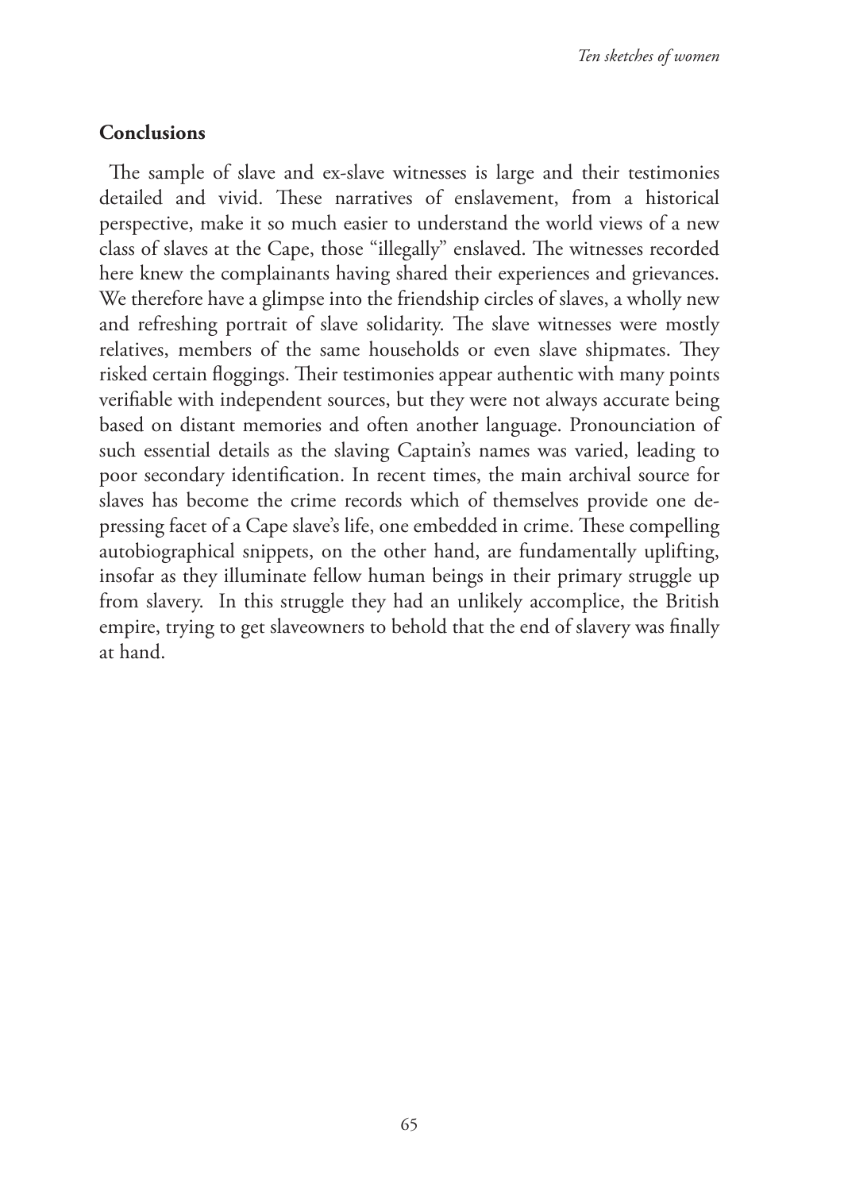## Conclusions

The sample of slave and ex-slave witnesses is large and their testimonies detailed and vivid. These narratives of enslavement, from a historical perspective, make it so much easier to understand the world views of a new class of slaves at the Cape, those "illegally" enslaved. The witnesses recorded here knew the complainants having shared their experiences and grievances. We therefore have a glimpse into the friendship circles of slaves, a wholly new and refreshing portrait of slave solidarity. The slave witnesses were mostly relatives, members of the same households or even slave shipmates. They risked certain floggings. Their testimonies appear authentic with many points verifiable with independent sources, but they were not always accurate being based on distant memories and often another language. Pronounciation of such essential details as the slaving Captain's names was varied, leading to poor secondary identification. In recent times, the main archival source for slaves has become the crime records which of themselves provide one depressing facet of a Cape slave's life, one embedded in crime. These compelling autobiographical snippets, on the other hand, are fundamentally uplifting, insofar as they illuminate fellow human beings in their primary struggle up from slavery. In this struggle they had an unlikely accomplice, the British empire, trying to get slaveowners to behold that the end of slavery was finally at hand.